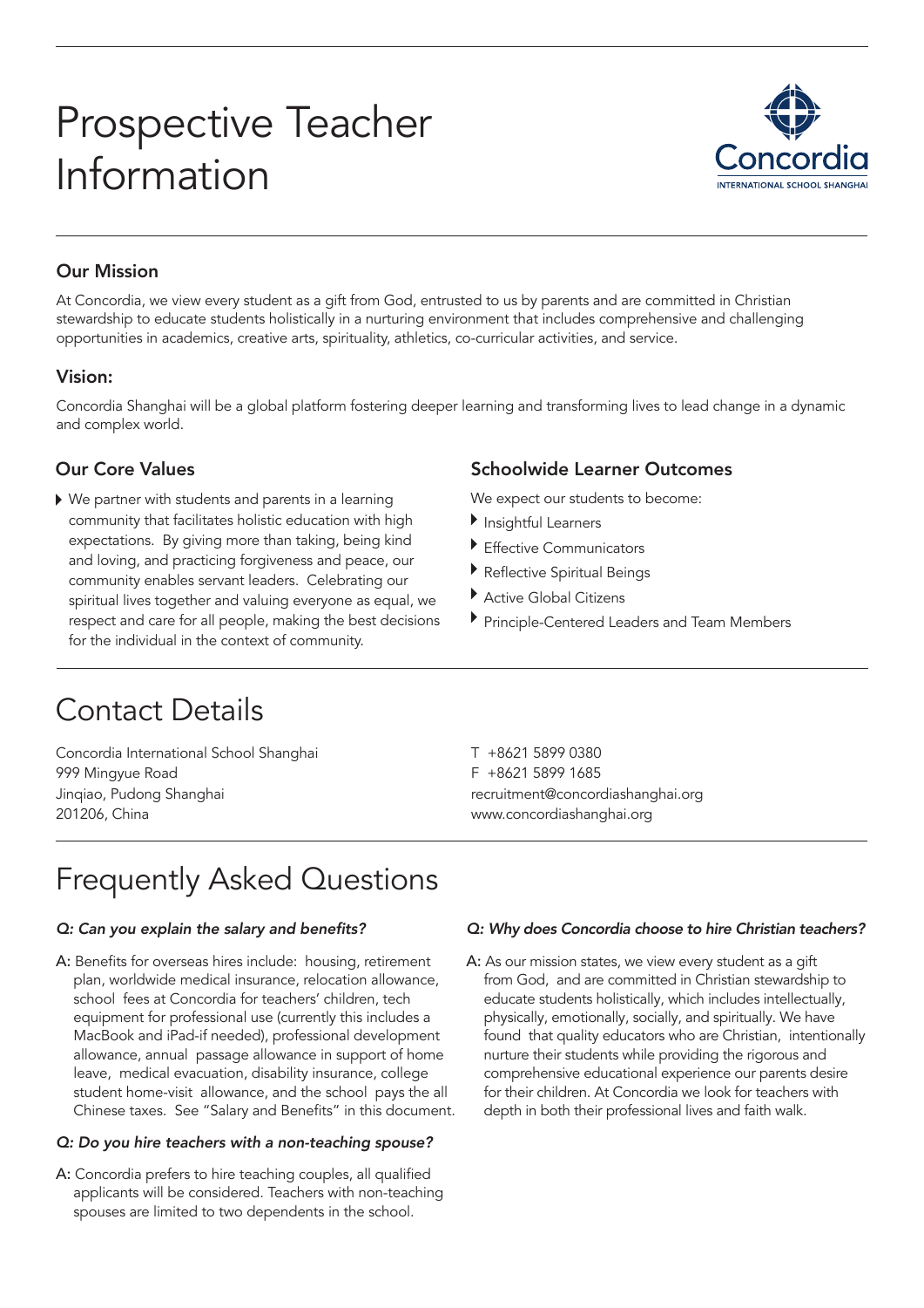# Prospective Teacher Information

### Our Mission

At Concordia, we view every student as a gift from God, entrusted to us by parents and are committed in Christian stewardship to educate students holistically in a nurturing environment that includes comprehensive and challenging opportunities in academics, creative arts, spirituality, athletics, co-curricular activities, and service.

### Vision:

Concordia Shanghai will be a global platform fostering deeper learning and transforming lives to lead change in a dynamic and complex world.

### Our Core Values

- We partner with students and parents in a learning community that facilitates holistic education with high expectations. By giving more than taking, being kind and loving, and practicing forgiveness and peace, our community enables servant leaders. Celebrating our spiritual lives together and valuing everyone as equal, we respect and care for all people, making the best decisions for the individual in the context of community.

### Schoolwide Learner Outcomes

We expect our students to become:

- Insightful Learners
- Effective Communicators
- Reflective Spiritual Beings
- Active Global Citizens
- Principle-Centered Leaders and Team Members

## Contact Details

Concordia International School Shanghai
999 Mingyue Road
Jinqiao, Pudong Shanghai
201206, China

T +8621 5899 0380
F +8621 5899 1685
recruitment@concordiashanghai.org
www.concordiashanghai.org

## Frequently Asked Questions

*Q: Can you explain the salary and benefits?*

A: Benefits for overseas hires include: housing, retirement plan, worldwide medical insurance, relocation allowance, school fees at Concordia for teachers' children, tech equipment for professional use (currently this includes a MacBook and iPad-if needed), professional development allowance, annual passage allowance in support of home leave, medical evacuation, disability insurance, college student home-visit allowance, and the school pays the all Chinese taxes. See "Salary and Benefits" in this document.

*Q: Do you hire teachers with a non-teaching spouse?*

A: Concordia prefers to hire teaching couples, all qualified applicants will be considered. Teachers with non-teaching spouses are limited to two dependents in the school.

*Q: Why does Concordia choose to hire Christian teachers?*

A: As our mission states, we view every student as a gift from God, and are committed in Christian stewardship to educate students holistically, which includes intellectually, physically, emotionally, socially, and spiritually. We have found that quality educators who are Christian, intentionally nurture their students while providing the rigorous and comprehensive educational experience our parents desire for their children. At Concordia we look for teachers with depth in both their professional lives and faith walk.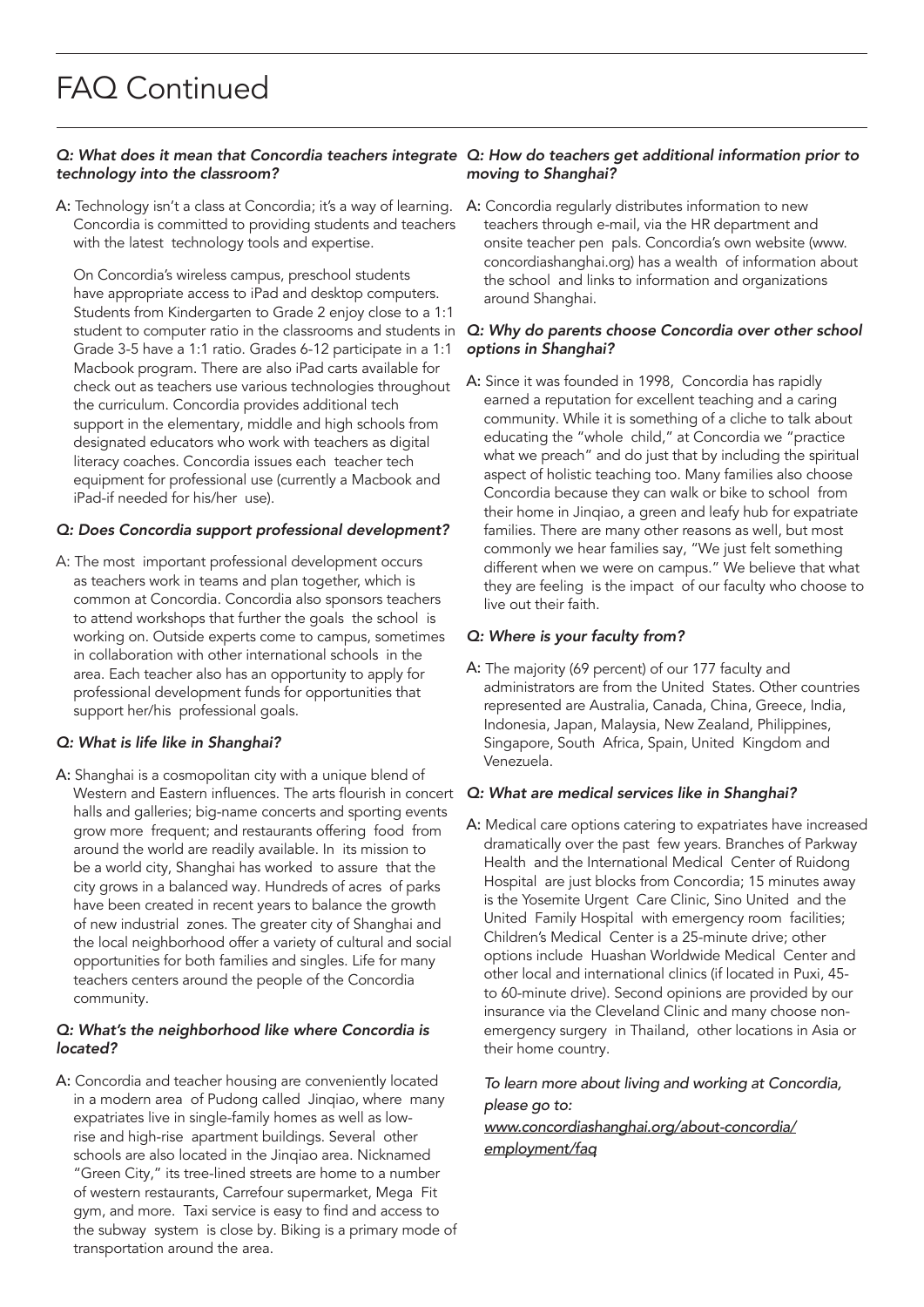# FAQ Continued

***Q: What does it mean that Concordia teachers integrate technology into the classroom?***

**A:** Technology isn't a class at Concordia; it's a way of learning. Concordia is committed to providing students and teachers with the latest technology tools and expertise.

On Concordia's wireless campus, preschool students have appropriate access to iPad and desktop computers. Students from Kindergarten to Grade 2 enjoy close to a 1:1 student to computer ratio in the classrooms and students in Grade 3-5 have a 1:1 ratio. Grades 6-12 participate in a 1:1 Macbook program. There are also iPad carts available for check out as teachers use various technologies throughout the curriculum. Concordia provides additional tech support in the elementary, middle and high schools from designated educators who work with teachers as digital literacy coaches. Concordia issues each teacher tech equipment for professional use (currently a Macbook and iPad-if needed for his/her use).

***Q: Does Concordia support professional development?***

A: The most important professional development occurs as teachers work in teams and plan together, which is common at Concordia. Concordia also sponsors teachers to attend workshops that further the goals the school is working on. Outside experts come to campus, sometimes in collaboration with other international schools in the area. Each teacher also has an opportunity to apply for professional development funds for opportunities that support her/his professional goals.

***Q: What is life like in Shanghai?***

**A:** Shanghai is a cosmopolitan city with a unique blend of Western and Eastern influences. The arts flourish in concert halls and galleries; big-name concerts and sporting events grow more frequent; and restaurants offering food from around the world are readily available. In its mission to be a world city, Shanghai has worked to assure that the city grows in a balanced way. Hundreds of acres of parks have been created in recent years to balance the growth of new industrial zones. The greater city of Shanghai and the local neighborhood offer a variety of cultural and social opportunities for both families and singles. Life for many teachers centers around the people of the Concordia community.

***Q: What's the neighborhood like where Concordia is located?***

**A:** Concordia and teacher housing are conveniently located in a modern area of Pudong called Jinqiao, where many expatriates live in single-family homes as well as low-rise and high-rise apartment buildings. Several other schools are also located in the Jinqiao area. Nicknamed "Green City," its tree-lined streets are home to a number of western restaurants, Carrefour supermarket, Mega Fit gym, and more. Taxi service is easy to find and access to the subway system is close by. Biking is a primary mode of transportation around the area.

***Q: How do teachers get additional information prior to moving to Shanghai?***

**A:** Concordia regularly distributes information to new teachers through e-mail, via the HR department and onsite teacher pen pals. Concordia's own website (www.concordiashanghai.org) has a wealth of information about the school and links to information and organizations around Shanghai.

***Q: Why do parents choose Concordia over other school options in Shanghai?***

**A:** Since it was founded in 1998, Concordia has rapidly earned a reputation for excellent teaching and a caring community. While it is something of a cliche to talk about educating the "whole child," at Concordia we "practice what we preach" and do just that by including the spiritual aspect of holistic teaching too. Many families also choose Concordia because they can walk or bike to school from their home in Jinqiao, a green and leafy hub for expatriate families. There are many other reasons as well, but most commonly we hear families say, "We just felt something different when we were on campus." We believe that what they are feeling is the impact of our faculty who choose to live out their faith.

***Q: Where is your faculty from?***

**A:** The majority (69 percent) of our 177 faculty and administrators are from the United States. Other countries represented are Australia, Canada, China, Greece, India, Indonesia, Japan, Malaysia, New Zealand, Philippines, Singapore, South Africa, Spain, United Kingdom and Venezuela.

***Q: What are medical services like in Shanghai?***

**A:** Medical care options catering to expatriates have increased dramatically over the past few years. Branches of Parkway Health and the International Medical Center of Ruidong Hospital are just blocks from Concordia; 15 minutes away is the Yosemite Urgent Care Clinic, Sino United and the United Family Hospital with emergency room facilities; Children's Medical Center is a 25-minute drive; other options include Huashan Worldwide Medical Center and other local and international clinics (if located in Puxi, 45- to 60-minute drive). Second opinions are provided by our insurance via the Cleveland Clinic and many choose non-emergency surgery in Thailand, other locations in Asia or their home country.

*To learn more about living and working at Concordia, please go to:*
*www.concordiashanghai.org/about-concordia/employment/faq*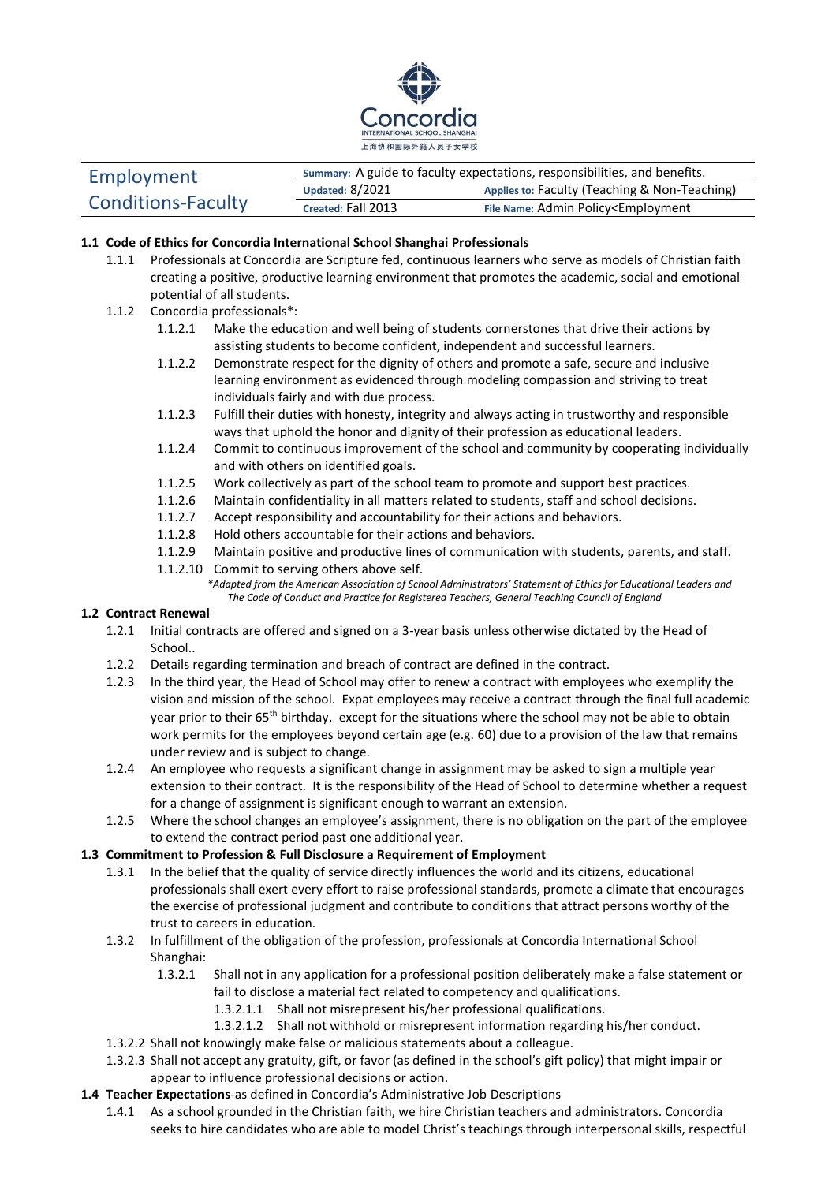# Employment Conditions-Faculty

| Summary: A guide to faculty expectations, responsibilities, and benefits. | |
|---|---|
| Updated: 8/2021 | Applies to: Faculty (Teaching & Non-Teaching) |
| Created: Fall 2013 | File Name: Admin Policy<Employment |

**1.1 Code of Ethics for Concordia International School Shanghai Professionals**

1.1.1 Professionals at Concordia are Scripture fed, continuous learners who serve as models of Christian faith creating a positive, productive learning environment that promotes the academic, social and emotional potential of all students.

1.1.2 Concordia professionals*:

1.1.2.1 Make the education and well being of students cornerstones that drive their actions by assisting students to become confident, independent and successful learners.

1.1.2.2 Demonstrate respect for the dignity of others and promote a safe, secure and inclusive learning environment as evidenced through modeling compassion and striving to treat individuals fairly and with due process.

1.1.2.3 Fulfill their duties with honesty, integrity and always acting in trustworthy and responsible ways that uphold the honor and dignity of their profession as educational leaders.

1.1.2.4 Commit to continuous improvement of the school and community by cooperating individually and with others on identified goals.

1.1.2.5 Work collectively as part of the school team to promote and support best practices.

1.1.2.6 Maintain confidentiality in all matters related to students, staff and school decisions.

1.1.2.7 Accept responsibility and accountability for their actions and behaviors.

1.1.2.8 Hold others accountable for their actions and behaviors.

1.1.2.9 Maintain positive and productive lines of communication with students, parents, and staff.

1.1.2.10 Commit to serving others above self.

*\*Adapted from the American Association of School Administrators' Statement of Ethics for Educational Leaders and The Code of Conduct and Practice for Registered Teachers, General Teaching Council of England*

**1.2 Contract Renewal**

1.2.1 Initial contracts are offered and signed on a 3-year basis unless otherwise dictated by the Head of School..

1.2.2 Details regarding termination and breach of contract are defined in the contract.

1.2.3 In the third year, the Head of School may offer to renew a contract with employees who exemplify the vision and mission of the school. Expat employees may receive a contract through the final full academic year prior to their 65th birthday, except for the situations where the school may not be able to obtain work permits for the employees beyond certain age (e.g. 60) due to a provision of the law that remains under review and is subject to change.

1.2.4 An employee who requests a significant change in assignment may be asked to sign a multiple year extension to their contract. It is the responsibility of the Head of School to determine whether a request for a change of assignment is significant enough to warrant an extension.

1.2.5 Where the school changes an employee's assignment, there is no obligation on the part of the employee to extend the contract period past one additional year.

**1.3 Commitment to Profession & Full Disclosure a Requirement of Employment**

1.3.1 In the belief that the quality of service directly influences the world and its citizens, educational professionals shall exert every effort to raise professional standards, promote a climate that encourages the exercise of professional judgment and contribute to conditions that attract persons worthy of the trust to careers in education.

1.3.2 In fulfillment of the obligation of the profession, professionals at Concordia International School Shanghai:

1.3.2.1 Shall not in any application for a professional position deliberately make a false statement or fail to disclose a material fact related to competency and qualifications.

1.3.2.1.1 Shall not misrepresent his/her professional qualifications.

1.3.2.1.2 Shall not withhold or misrepresent information regarding his/her conduct.

1.3.2.2 Shall not knowingly make false or malicious statements about a colleague.

1.3.2.3 Shall not accept any gratuity, gift, or favor (as defined in the school's gift policy) that might impair or appear to influence professional decisions or action.

**1.4 Teacher Expectations**-as defined in Concordia's Administrative Job Descriptions

1.4.1 As a school grounded in the Christian faith, we hire Christian teachers and administrators. Concordia seeks to hire candidates who are able to model Christ's teachings through interpersonal skills, respectful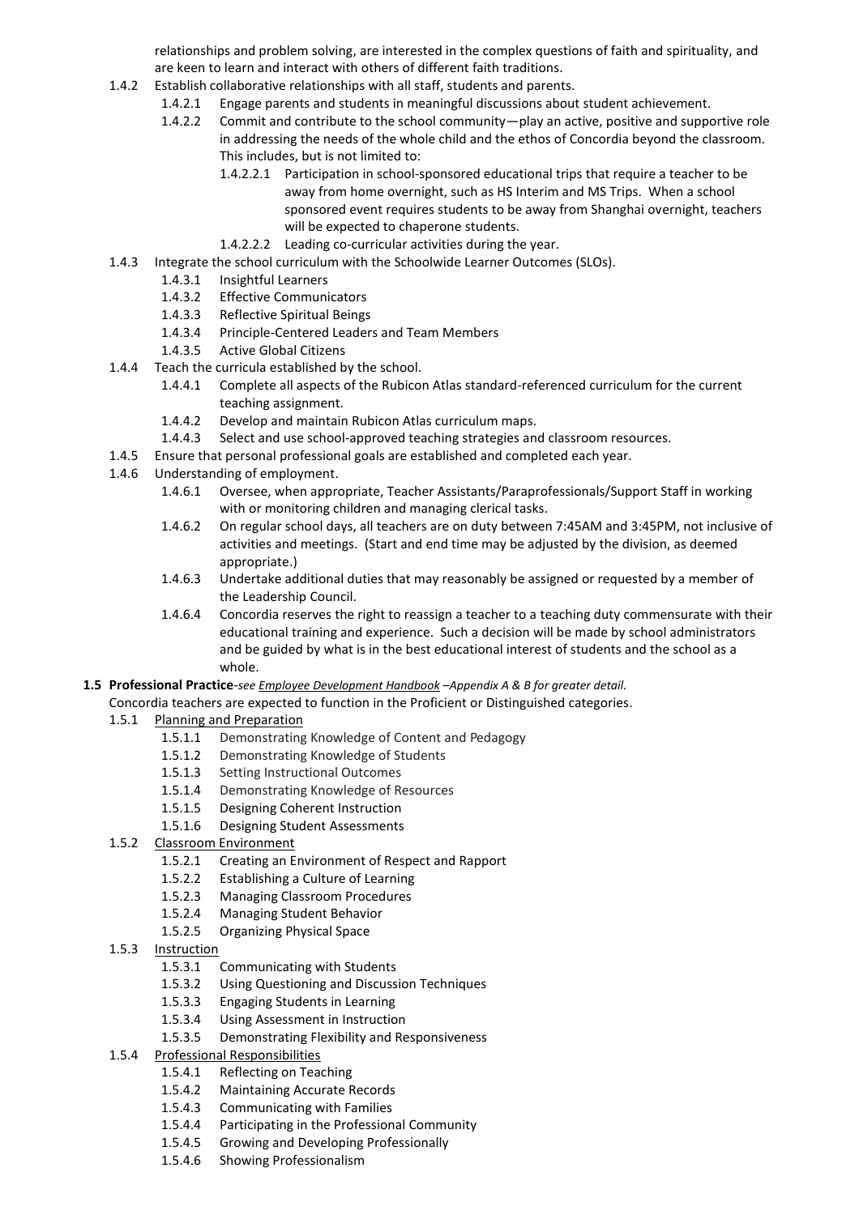relationships and problem solving, are interested in the complex questions of faith and spirituality, and are keen to learn and interact with others of different faith traditions.

- 1.4.2 Establish collaborative relationships with all staff, students and parents.
  - 1.4.2.1 Engage parents and students in meaningful discussions about student achievement.
  - 1.4.2.2 Commit and contribute to the school community—play an active, positive and supportive role in addressing the needs of the whole child and the ethos of Concordia beyond the classroom. This includes, but is not limited to:
    - 1.4.2.2.1 Participation in school-sponsored educational trips that require a teacher to be away from home overnight, such as HS Interim and MS Trips. When a school sponsored event requires students to be away from Shanghai overnight, teachers will be expected to chaperone students.
    - 1.4.2.2.2 Leading co-curricular activities during the year.
- 1.4.3 Integrate the school curriculum with the Schoolwide Learner Outcomes (SLOs).
  - 1.4.3.1 Insightful Learners
  - 1.4.3.2 Effective Communicators
  - 1.4.3.3 Reflective Spiritual Beings
  - 1.4.3.4 Principle-Centered Leaders and Team Members
  - 1.4.3.5 Active Global Citizens
- 1.4.4 Teach the curricula established by the school.
  - 1.4.4.1 Complete all aspects of the Rubicon Atlas standard-referenced curriculum for the current teaching assignment.
  - 1.4.4.2 Develop and maintain Rubicon Atlas curriculum maps.
  - 1.4.4.3 Select and use school-approved teaching strategies and classroom resources.
- 1.4.5 Ensure that personal professional goals are established and completed each year.
- 1.4.6 Understanding of employment.
  - 1.4.6.1 Oversee, when appropriate, Teacher Assistants/Paraprofessionals/Support Staff in working with or monitoring children and managing clerical tasks.
  - 1.4.6.2 On regular school days, all teachers are on duty between 7:45AM and 3:45PM, not inclusive of activities and meetings. (Start and end time may be adjusted by the division, as deemed appropriate.)
  - 1.4.6.3 Undertake additional duties that may reasonably be assigned or requested by a member of the Leadership Council.
  - 1.4.6.4 Concordia reserves the right to reassign a teacher to a teaching duty commensurate with their educational training and experience. Such a decision will be made by school administrators and be guided by what is in the best educational interest of students and the school as a whole.

**1.5 Professional Practice**-*see Employee Development Handbook –Appendix A & B for greater detail.*

Concordia teachers are expected to function in the Proficient or Distinguished categories.

- 1.5.1 Planning and Preparation
  - 1.5.1.1 Demonstrating Knowledge of Content and Pedagogy
  - 1.5.1.2 Demonstrating Knowledge of Students
  - 1.5.1.3 Setting Instructional Outcomes
  - 1.5.1.4 Demonstrating Knowledge of Resources
  - 1.5.1.5 Designing Coherent Instruction
  - 1.5.1.6 Designing Student Assessments
- 1.5.2 Classroom Environment
  - 1.5.2.1 Creating an Environment of Respect and Rapport
  - 1.5.2.2 Establishing a Culture of Learning
  - 1.5.2.3 Managing Classroom Procedures
  - 1.5.2.4 Managing Student Behavior
  - 1.5.2.5 Organizing Physical Space
- 1.5.3 Instruction
  - 1.5.3.1 Communicating with Students
  - 1.5.3.2 Using Questioning and Discussion Techniques
  - 1.5.3.3 Engaging Students in Learning
  - 1.5.3.4 Using Assessment in Instruction
  - 1.5.3.5 Demonstrating Flexibility and Responsiveness
- 1.5.4 Professional Responsibilities
  - 1.5.4.1 Reflecting on Teaching
  - 1.5.4.2 Maintaining Accurate Records
  - 1.5.4.3 Communicating with Families
  - 1.5.4.4 Participating in the Professional Community
  - 1.5.4.5 Growing and Developing Professionally
  - 1.5.4.6 Showing Professionalism